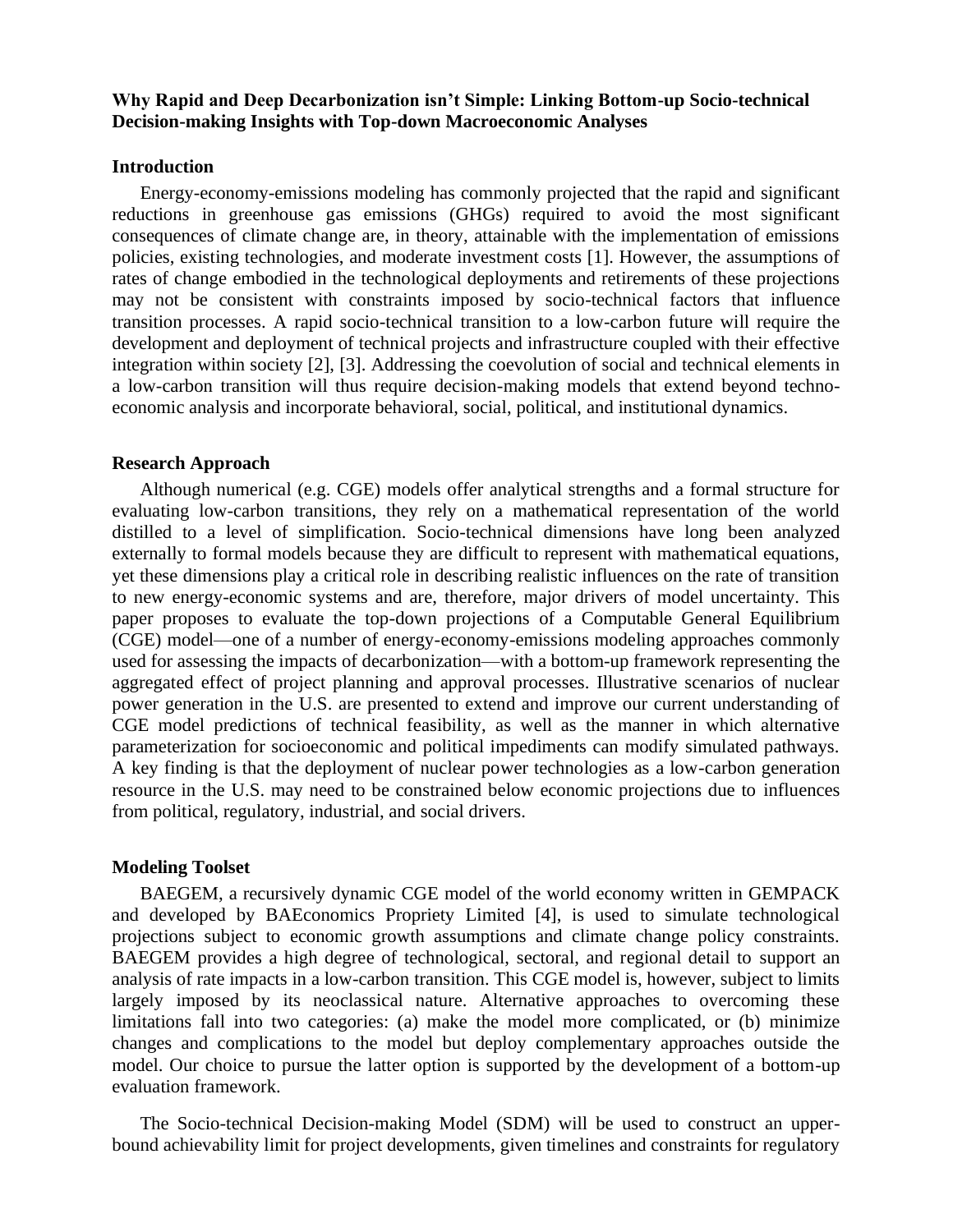**Why Rapid and Deep Decarbonization isn't Simple: Linking Bottom-up Socio-technical Decision-making Insights with Top-down Macroeconomic Analyses**

## Introduction

Energy-economy-emissions modeling has commonly projected that the rapid and significant reductions in greenhouse gas emissions (GHGs) required to avoid the most significant consequences of climate change are, in theory, attainable with the implementation of emissions policies, existing technologies, and moderate investment costs [1]. However, the assumptions of rates of change embodied in the technological deployments and retirements of these projections may not be consistent with constraints imposed by socio-technical factors that influence transition processes. A rapid socio-technical transition to a low-carbon future will require the development and deployment of technical projects and infrastructure coupled with their effective integration within society [2], [3]. Addressing the coevolution of social and technical elements in a low-carbon transition will thus require decision-making models that extend beyond techno-economic analysis and incorporate behavioral, social, political, and institutional dynamics.

## Research Approach

Although numerical (e.g. CGE) models offer analytical strengths and a formal structure for evaluating low-carbon transitions, they rely on a mathematical representation of the world distilled to a level of simplification. Socio-technical dimensions have long been analyzed externally to formal models because they are difficult to represent with mathematical equations, yet these dimensions play a critical role in describing realistic influences on the rate of transition to new energy-economic systems and are, therefore, major drivers of model uncertainty. This paper proposes to evaluate the top-down projections of a Computable General Equilibrium (CGE) model—one of a number of energy-economy-emissions modeling approaches commonly used for assessing the impacts of decarbonization—with a bottom-up framework representing the aggregated effect of project planning and approval processes. Illustrative scenarios of nuclear power generation in the U.S. are presented to extend and improve our current understanding of CGE model predictions of technical feasibility, as well as the manner in which alternative parameterization for socioeconomic and political impediments can modify simulated pathways. A key finding is that the deployment of nuclear power technologies as a low-carbon generation resource in the U.S. may need to be constrained below economic projections due to influences from political, regulatory, industrial, and social drivers.

## Modeling Toolset

BAEGEM, a recursively dynamic CGE model of the world economy written in GEMPACK and developed by BAEconomics Propriety Limited [4], is used to simulate technological projections subject to economic growth assumptions and climate change policy constraints. BAEGEM provides a high degree of technological, sectoral, and regional detail to support an analysis of rate impacts in a low-carbon transition. This CGE model is, however, subject to limits largely imposed by its neoclassical nature. Alternative approaches to overcoming these limitations fall into two categories: (a) make the model more complicated, or (b) minimize changes and complications to the model but deploy complementary approaches outside the model. Our choice to pursue the latter option is supported by the development of a bottom-up evaluation framework.

The Socio-technical Decision-making Model (SDM) will be used to construct an upper-bound achievability limit for project developments, given timelines and constraints for regulatory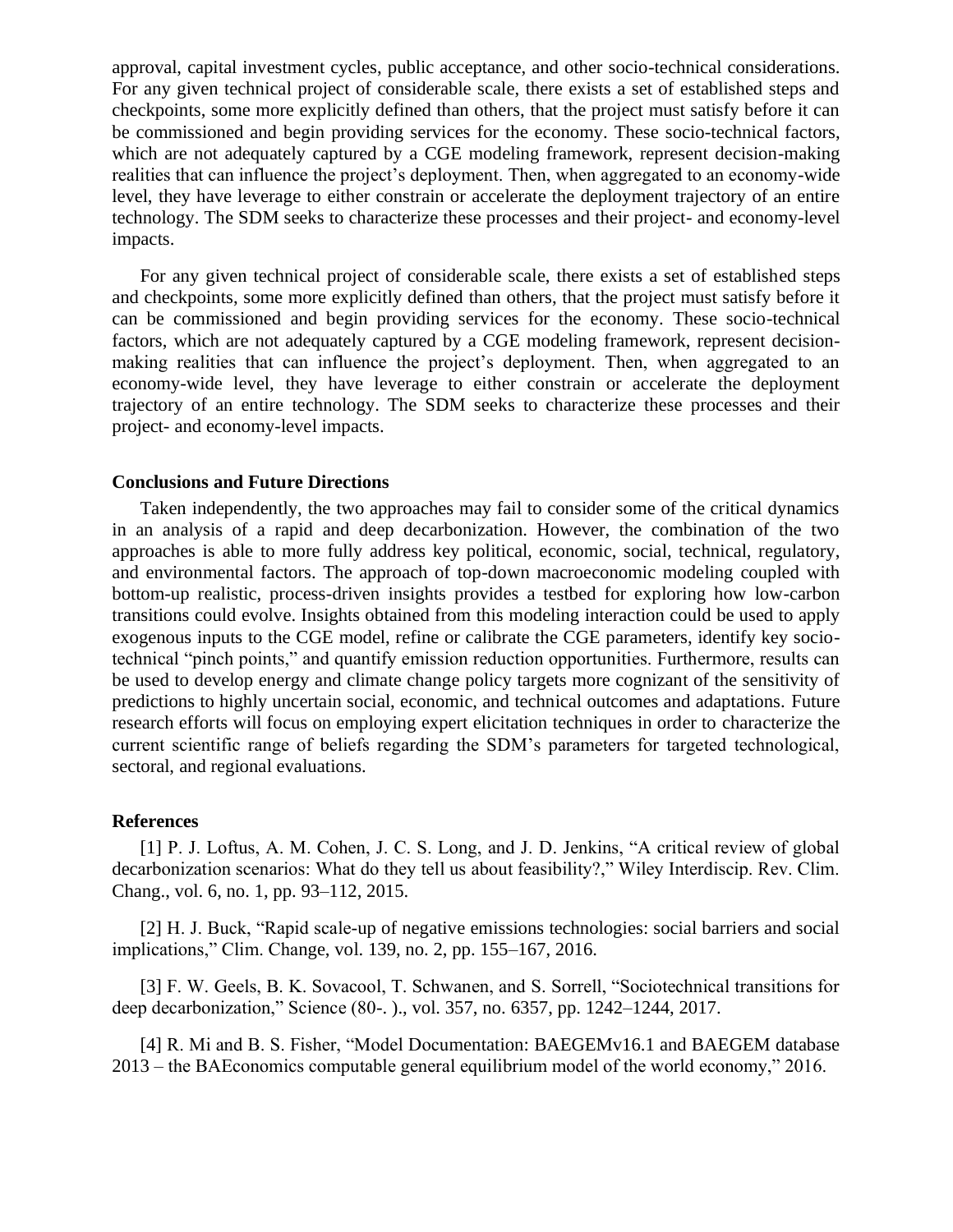approval, capital investment cycles, public acceptance, and other socio-technical considerations. For any given technical project of considerable scale, there exists a set of established steps and checkpoints, some more explicitly defined than others, that the project must satisfy before it can be commissioned and begin providing services for the economy. These socio-technical factors, which are not adequately captured by a CGE modeling framework, represent decision-making realities that can influence the project's deployment. Then, when aggregated to an economy-wide level, they have leverage to either constrain or accelerate the deployment trajectory of an entire technology. The SDM seeks to characterize these processes and their project- and economy-level impacts.

For any given technical project of considerable scale, there exists a set of established steps and checkpoints, some more explicitly defined than others, that the project must satisfy before it can be commissioned and begin providing services for the economy. These socio-technical factors, which are not adequately captured by a CGE modeling framework, represent decision-making realities that can influence the project's deployment. Then, when aggregated to an economy-wide level, they have leverage to either constrain or accelerate the deployment trajectory of an entire technology. The SDM seeks to characterize these processes and their project- and economy-level impacts.

**Conclusions and Future Directions**

Taken independently, the two approaches may fail to consider some of the critical dynamics in an analysis of a rapid and deep decarbonization. However, the combination of the two approaches is able to more fully address key political, economic, social, technical, regulatory, and environmental factors. The approach of top-down macroeconomic modeling coupled with bottom-up realistic, process-driven insights provides a testbed for exploring how low-carbon transitions could evolve. Insights obtained from this modeling interaction could be used to apply exogenous inputs to the CGE model, refine or calibrate the CGE parameters, identify key socio-technical "pinch points," and quantify emission reduction opportunities. Furthermore, results can be used to develop energy and climate change policy targets more cognizant of the sensitivity of predictions to highly uncertain social, economic, and technical outcomes and adaptations. Future research efforts will focus on employing expert elicitation techniques in order to characterize the current scientific range of beliefs regarding the SDM's parameters for targeted technological, sectoral, and regional evaluations.

**References**

[1] P. J. Loftus, A. M. Cohen, J. C. S. Long, and J. D. Jenkins, "A critical review of global decarbonization scenarios: What do they tell us about feasibility?," Wiley Interdiscip. Rev. Clim. Chang., vol. 6, no. 1, pp. 93–112, 2015.

[2] H. J. Buck, "Rapid scale-up of negative emissions technologies: social barriers and social implications," Clim. Change, vol. 139, no. 2, pp. 155–167, 2016.

[3] F. W. Geels, B. K. Sovacool, T. Schwanen, and S. Sorrell, "Sociotechnical transitions for deep decarbonization," Science (80-. )., vol. 357, no. 6357, pp. 1242–1244, 2017.

[4] R. Mi and B. S. Fisher, "Model Documentation: BAEGEMv16.1 and BAEGEM database 2013 – the BAEconomics computable general equilibrium model of the world economy," 2016.